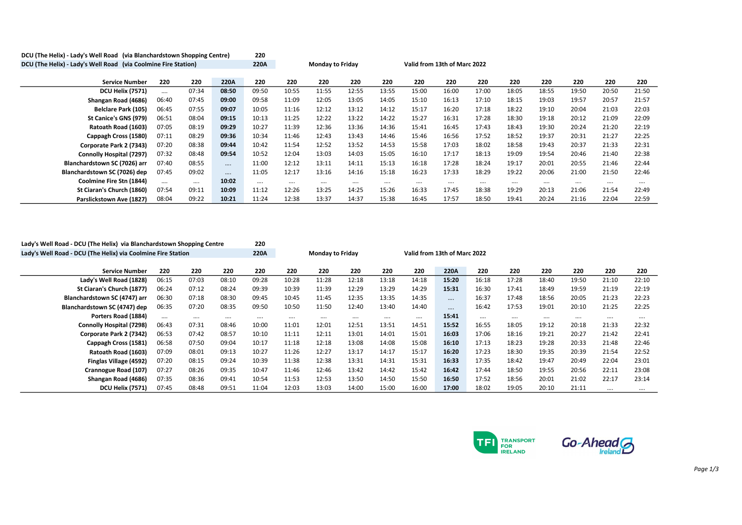DCU (The Helix) - Lady's Well Road (via Blanchardstown Shopping Centre) 220
DCU (The Helix) - Lady's Well Road (via Coolmine Fire Station) 220A

Monday to Friday

Valid from 13th of Marc 2022

| Service Number | 220 | 220 | 220A | 220 | 220 | 220 | 220 | 220 | 220 | 220 | 220 | 220 | 220 | 220 | 220 | 220 |
|---|---|---|---|---|---|---|---|---|---|---|---|---|---|---|---|---|
| DCU Helix (7571) | .... | 07:34 | 08:50 | 09:50 | 10:55 | 11:55 | 12:55 | 13:55 | 15:00 | 16:00 | 17:00 | 18:05 | 18:55 | 19:50 | 20:50 | 21:50 |
| Shangan Road (4686) | 06:40 | 07:45 | 09:00 | 09:58 | 11:09 | 12:05 | 13:05 | 14:05 | 15:10 | 16:13 | 17:10 | 18:15 | 19:03 | 19:57 | 20:57 | 21:57 |
| Belclare Park (105) | 06:45 | 07:55 | 09:07 | 10:05 | 11:16 | 12:12 | 13:12 | 14:12 | 15:17 | 16:20 | 17:18 | 18:22 | 19:10 | 20:04 | 21:03 | 22:03 |
| St Canice's GNS (979) | 06:51 | 08:04 | 09:15 | 10:13 | 11:25 | 12:22 | 13:22 | 14:22 | 15:27 | 16:31 | 17:28 | 18:30 | 19:18 | 20:12 | 21:09 | 22:09 |
| Ratoath Road (1603) | 07:05 | 08:19 | 09:29 | 10:27 | 11:39 | 12:36 | 13:36 | 14:36 | 15:41 | 16:45 | 17:43 | 18:43 | 19:30 | 20:24 | 21:20 | 22:19 |
| Cappagh Cross (1580) | 07:11 | 08:29 | 09:36 | 10:34 | 11:46 | 12:43 | 13:43 | 14:46 | 15:46 | 16:56 | 17:52 | 18:52 | 19:37 | 20:31 | 21:27 | 22:25 |
| Corporate Park 2 (7343) | 07:20 | 08:38 | 09:44 | 10:42 | 11:54 | 12:52 | 13:52 | 14:53 | 15:58 | 17:03 | 18:02 | 18:58 | 19:43 | 20:37 | 21:33 | 22:31 |
| Connolly Hospital (7297) | 07:32 | 08:48 | 09:54 | 10:52 | 12:04 | 13:03 | 14:03 | 15:05 | 16:10 | 17:17 | 18:13 | 19:09 | 19:54 | 20:46 | 21:40 | 22:38 |
| Blanchardstown SC (7026) arr | 07:40 | 08:55 | .... | 11:00 | 12:12 | 13:11 | 14:11 | 15:13 | 16:18 | 17:28 | 18:24 | 19:17 | 20:01 | 20:55 | 21:46 | 22:44 |
| Blanchardstown SC (7026) dep | 07:45 | 09:02 | .... | 11:05 | 12:17 | 13:16 | 14:16 | 15:18 | 16:23 | 17:33 | 18:29 | 19:22 | 20:06 | 21:00 | 21:50 | 22:46 |
| Coolmine Fire Stn (1844) | .... | .... | 10:02 | .... | .... | .... | .... | .... | .... | .... | .... | .... | .... | .... | .... | .... |
| St Ciaran's Church (1860) | 07:54 | 09:11 | 10:09 | 11:12 | 12:26 | 13:25 | 14:25 | 15:26 | 16:33 | 17:45 | 18:38 | 19:29 | 20:13 | 21:06 | 21:54 | 22:49 |
| Parslickstown Ave (1827) | 08:04 | 09:22 | 10:21 | 11:24 | 12:38 | 13:37 | 14:37 | 15:38 | 16:45 | 17:57 | 18:50 | 19:41 | 20:24 | 21:16 | 22:04 | 22:59 |

Lady's Well Road - DCU (The Helix) via Blanchardstown Shopping Centre 220
Lady's Well Road - DCU (The Helix) via Coolmine Fire Station 220A

Monday to Friday

Valid from 13th of Marc 2022

| Service Number | 220 | 220 | 220 | 220 | 220 | 220 | 220 | 220 | 220 | 220A | 220 | 220 | 220 | 220 | 220 | 220 |
|---|---|---|---|---|---|---|---|---|---|---|---|---|---|---|---|---|
| Lady's Well Road (1828) | 06:15 | 07:03 | 08:10 | 09:28 | 10:28 | 11:28 | 12:18 | 13:18 | 14:18 | 15:20 | 16:18 | 17:28 | 18:40 | 19:50 | 21:10 | 22:10 |
| St Ciaran's Church (1877) | 06:24 | 07:12 | 08:24 | 09:39 | 10:39 | 11:39 | 12:29 | 13:29 | 14:29 | 15:31 | 16:30 | 17:41 | 18:49 | 19:59 | 21:19 | 22:19 |
| Blanchardstown SC (4747) arr | 06:30 | 07:18 | 08:30 | 09:45 | 10:45 | 11:45 | 12:35 | 13:35 | 14:35 | .... | 16:37 | 17:48 | 18:56 | 20:05 | 21:23 | 22:23 |
| Blanchardstown SC (4747) dep | 06:35 | 07:20 | 08:35 | 09:50 | 10:50 | 11:50 | 12:40 | 13:40 | 14:40 | .... | 16:42 | 17:53 | 19:01 | 20:10 | 21:25 | 22:25 |
| Porters Road (1884) | .... | .... | .... | .... | .... | .... | .... | .... | .... | 15:41 | .... | .... | .... | .... | .... | .... |
| Connolly Hospital (7298) | 06:43 | 07:31 | 08:46 | 10:00 | 11:01 | 12:01 | 12:51 | 13:51 | 14:51 | 15:52 | 16:55 | 18:05 | 19:12 | 20:18 | 21:33 | 22:32 |
| Corporate Park 2 (7342) | 06:53 | 07:42 | 08:57 | 10:10 | 11:11 | 12:11 | 13:01 | 14:01 | 15:01 | 16:03 | 17:06 | 18:16 | 19:21 | 20:27 | 21:42 | 22:41 |
| Cappagh Cross (1581) | 06:58 | 07:50 | 09:04 | 10:17 | 11:18 | 12:18 | 13:08 | 14:08 | 15:08 | 16:10 | 17:13 | 18:23 | 19:28 | 20:33 | 21:48 | 22:46 |
| Ratoath Road (1603) | 07:09 | 08:01 | 09:13 | 10:27 | 11:26 | 12:27 | 13:17 | 14:17 | 15:17 | 16:20 | 17:23 | 18:30 | 19:35 | 20:39 | 21:54 | 22:52 |
| Finglas Village (4592) | 07:20 | 08:15 | 09:24 | 10:39 | 11:38 | 12:38 | 13:31 | 14:31 | 15:31 | 16:33 | 17:35 | 18:42 | 19:47 | 20:49 | 22:04 | 23:01 |
| Crannogue Road (107) | 07:27 | 08:26 | 09:35 | 10:47 | 11:46 | 12:46 | 13:42 | 14:42 | 15:42 | 16:42 | 17:44 | 18:50 | 19:55 | 20:56 | 22:11 | 23:08 |
| Shangan Road (4686) | 07:35 | 08:36 | 09:41 | 10:54 | 11:53 | 12:53 | 13:50 | 14:50 | 15:50 | 16:50 | 17:52 | 18:56 | 20:01 | 21:02 | 22:17 | 23:14 |
| DCU Helix (7571) | 07:45 | 08:48 | 09:51 | 11:04 | 12:03 | 13:03 | 14:00 | 15:00 | 16:00 | 17:00 | 18:02 | 19:05 | 20:10 | 21:11 | .... | .... |

TFI TRANSPORT FOR IRELAND

Go-Ahead Ireland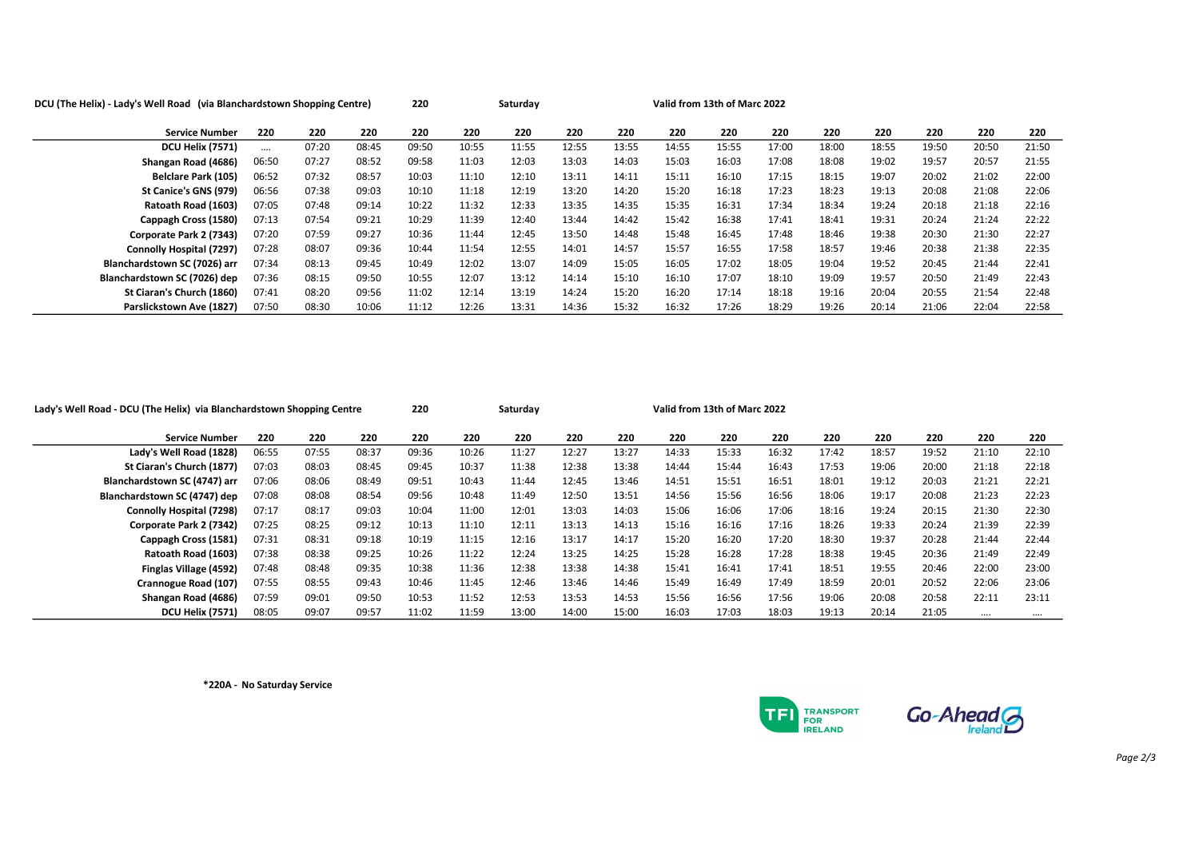**DCU (The Helix) - Lady's Well Road (via Blanchardstown Shopping Centre)** **220** **Saturday** **Valid from 13th of Marc 2022**

| Service Number | 220 | 220 | 220 | 220 | 220 | 220 | 220 | 220 | 220 | 220 | 220 | 220 | 220 | 220 | 220 | 220 |
|---|---|---|---|---|---|---|---|---|---|---|---|---|---|---|---|---|
| DCU Helix (7571) | .... | 07:20 | 08:45 | 09:50 | 10:55 | 11:55 | 12:55 | 13:55 | 14:55 | 15:55 | 17:00 | 18:00 | 18:55 | 19:50 | 20:50 | 21:50 |
| Shangan Road (4686) | 06:50 | 07:27 | 08:52 | 09:58 | 11:03 | 12:03 | 13:03 | 14:03 | 15:03 | 16:03 | 17:08 | 18:08 | 19:02 | 19:57 | 20:57 | 21:55 |
| Belclare Park (105) | 06:52 | 07:32 | 08:57 | 10:03 | 11:10 | 12:10 | 13:11 | 14:11 | 15:11 | 16:10 | 17:15 | 18:15 | 19:07 | 20:02 | 21:02 | 22:00 |
| St Canice's GNS (979) | 06:56 | 07:38 | 09:03 | 10:10 | 11:18 | 12:19 | 13:20 | 14:20 | 15:20 | 16:18 | 17:23 | 18:23 | 19:13 | 20:08 | 21:08 | 22:06 |
| Ratoath Road (1603) | 07:05 | 07:48 | 09:14 | 10:22 | 11:32 | 12:33 | 13:35 | 14:35 | 15:35 | 16:31 | 17:34 | 18:34 | 19:24 | 20:18 | 21:18 | 22:16 |
| Cappagh Cross (1580) | 07:13 | 07:54 | 09:21 | 10:29 | 11:39 | 12:40 | 13:44 | 14:42 | 15:42 | 16:38 | 17:41 | 18:41 | 19:31 | 20:24 | 21:24 | 22:22 |
| Corporate Park 2 (7343) | 07:20 | 07:59 | 09:27 | 10:36 | 11:44 | 12:45 | 13:50 | 14:48 | 15:48 | 16:45 | 17:48 | 18:46 | 19:38 | 20:30 | 21:30 | 22:27 |
| Connolly Hospital (7297) | 07:28 | 08:07 | 09:36 | 10:44 | 11:54 | 12:55 | 14:01 | 14:57 | 15:57 | 16:55 | 17:58 | 18:57 | 19:46 | 20:38 | 21:38 | 22:35 |
| Blanchardstown SC (7026) arr | 07:34 | 08:13 | 09:45 | 10:49 | 12:02 | 13:07 | 14:09 | 15:05 | 16:05 | 17:02 | 18:05 | 19:04 | 19:52 | 20:45 | 21:44 | 22:41 |
| Blanchardstown SC (7026) dep | 07:36 | 08:15 | 09:50 | 10:55 | 12:07 | 13:12 | 14:14 | 15:10 | 16:10 | 17:07 | 18:10 | 19:09 | 19:57 | 20:50 | 21:49 | 22:43 |
| St Ciaran's Church (1860) | 07:41 | 08:20 | 09:56 | 11:02 | 12:14 | 13:19 | 14:24 | 15:20 | 16:20 | 17:14 | 18:18 | 19:16 | 20:04 | 20:55 | 21:54 | 22:48 |
| Parslickstown Ave (1827) | 07:50 | 08:30 | 10:06 | 11:12 | 12:26 | 13:31 | 14:36 | 15:32 | 16:32 | 17:26 | 18:29 | 19:26 | 20:14 | 21:06 | 22:04 | 22:58 |

**Lady's Well Road - DCU (The Helix) via Blanchardstown Shopping Centre** **220** **Saturday** **Valid from 13th of Marc 2022**

| Service Number | 220 | 220 | 220 | 220 | 220 | 220 | 220 | 220 | 220 | 220 | 220 | 220 | 220 | 220 | 220 | 220 |
|---|---|---|---|---|---|---|---|---|---|---|---|---|---|---|---|---|
| Lady's Well Road (1828) | 06:55 | 07:55 | 08:37 | 09:36 | 10:26 | 11:27 | 12:27 | 13:27 | 14:33 | 15:33 | 16:32 | 17:42 | 18:57 | 19:52 | 21:10 | 22:10 |
| St Ciaran's Church (1877) | 07:03 | 08:03 | 08:45 | 09:45 | 10:37 | 11:38 | 12:38 | 13:38 | 14:44 | 15:44 | 16:43 | 17:53 | 19:06 | 20:00 | 21:18 | 22:18 |
| Blanchardstown SC (4747) arr | 07:06 | 08:06 | 08:49 | 09:51 | 10:43 | 11:44 | 12:45 | 13:46 | 14:51 | 15:51 | 16:51 | 18:01 | 19:12 | 20:03 | 21:21 | 22:21 |
| Blanchardstown SC (4747) dep | 07:08 | 08:08 | 08:54 | 09:56 | 10:48 | 11:49 | 12:50 | 13:51 | 14:56 | 15:56 | 16:56 | 18:06 | 19:17 | 20:08 | 21:23 | 22:23 |
| Connolly Hospital (7298) | 07:17 | 08:17 | 09:03 | 10:04 | 11:00 | 12:01 | 13:03 | 14:03 | 15:06 | 16:06 | 17:06 | 18:16 | 19:24 | 20:15 | 21:30 | 22:30 |
| Corporate Park 2 (7342) | 07:25 | 08:25 | 09:12 | 10:13 | 11:10 | 12:11 | 13:13 | 14:13 | 15:16 | 16:16 | 17:16 | 18:26 | 19:33 | 20:24 | 21:39 | 22:39 |
| Cappagh Cross (1581) | 07:31 | 08:31 | 09:18 | 10:19 | 11:15 | 12:16 | 13:17 | 14:17 | 15:20 | 16:20 | 17:20 | 18:30 | 19:37 | 20:28 | 21:44 | 22:44 |
| Ratoath Road (1603) | 07:38 | 08:38 | 09:25 | 10:26 | 11:22 | 12:24 | 13:25 | 14:25 | 15:28 | 16:28 | 17:28 | 18:38 | 19:45 | 20:36 | 21:49 | 22:49 |
| Finglas Village (4592) | 07:48 | 08:48 | 09:35 | 10:38 | 11:36 | 12:38 | 13:38 | 14:38 | 15:41 | 16:41 | 17:41 | 18:51 | 19:55 | 20:46 | 22:00 | 23:00 |
| Crannogue Road (107) | 07:55 | 08:55 | 09:43 | 10:46 | 11:45 | 12:46 | 13:46 | 14:46 | 15:49 | 16:49 | 17:49 | 18:59 | 20:01 | 20:52 | 22:06 | 23:06 |
| Shangan Road (4686) | 07:59 | 09:01 | 09:50 | 10:53 | 11:52 | 12:53 | 13:53 | 14:53 | 15:56 | 16:56 | 17:56 | 19:06 | 20:08 | 20:58 | 22:11 | 23:11 |
| DCU Helix (7571) | 08:05 | 09:07 | 09:57 | 11:02 | 11:59 | 13:00 | 14:00 | 15:00 | 16:03 | 17:03 | 18:03 | 19:13 | 20:14 | 21:05 | .... | .... |

**\*220A - No Saturday Service**

TFI TRANSPORT FOR IRELAND

Go-Ahead Ireland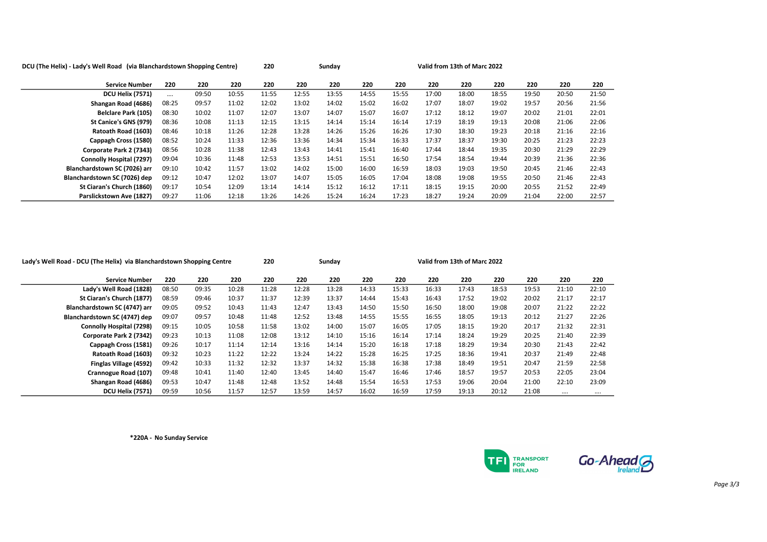DCU (The Helix) - Lady's Well Road (via Blanchardstown Shopping Centre) 220 Sunday Valid from 13th of Marc 2022

| Service Number | 220 | 220 | 220 | 220 | 220 | 220 | 220 | 220 | 220 | 220 | 220 | 220 | 220 | 220 |
|---|---|---|---|---|---|---|---|---|---|---|---|---|---|---|
| **DCU Helix (7571)** | .... | 09:50 | 10:55 | 11:55 | 12:55 | 13:55 | 14:55 | 15:55 | 17:00 | 18:00 | 18:55 | 19:50 | 20:50 | 21:50 |
| **Shangan Road (4686)** | 08:25 | 09:57 | 11:02 | 12:02 | 13:02 | 14:02 | 15:02 | 16:02 | 17:07 | 18:07 | 19:02 | 19:57 | 20:56 | 21:56 |
| **Belclare Park (105)** | 08:30 | 10:02 | 11:07 | 12:07 | 13:07 | 14:07 | 15:07 | 16:07 | 17:12 | 18:12 | 19:07 | 20:02 | 21:01 | 22:01 |
| **St Canice's GNS (979)** | 08:36 | 10:08 | 11:13 | 12:15 | 13:15 | 14:14 | 15:14 | 16:14 | 17:19 | 18:19 | 19:13 | 20:08 | 21:06 | 22:06 |
| **Ratoath Road (1603)** | 08:46 | 10:18 | 11:26 | 12:28 | 13:28 | 14:26 | 15:26 | 16:26 | 17:30 | 18:30 | 19:23 | 20:18 | 21:16 | 22:16 |
| **Cappagh Cross (1580)** | 08:52 | 10:24 | 11:33 | 12:36 | 13:36 | 14:34 | 15:34 | 16:33 | 17:37 | 18:37 | 19:30 | 20:25 | 21:23 | 22:23 |
| **Corporate Park 2 (7343)** | 08:56 | 10:28 | 11:38 | 12:43 | 13:43 | 14:41 | 15:41 | 16:40 | 17:44 | 18:44 | 19:35 | 20:30 | 21:29 | 22:29 |
| **Connolly Hospital (7297)** | 09:04 | 10:36 | 11:48 | 12:53 | 13:53 | 14:51 | 15:51 | 16:50 | 17:54 | 18:54 | 19:44 | 20:39 | 21:36 | 22:36 |
| **Blanchardstown SC (7026) arr** | 09:10 | 10:42 | 11:57 | 13:02 | 14:02 | 15:00 | 16:00 | 16:59 | 18:03 | 19:03 | 19:50 | 20:45 | 21:46 | 22:43 |
| **Blanchardstown SC (7026) dep** | 09:12 | 10:47 | 12:02 | 13:07 | 14:07 | 15:05 | 16:05 | 17:04 | 18:08 | 19:08 | 19:55 | 20:50 | 21:46 | 22:43 |
| **St Ciaran's Church (1860)** | 09:17 | 10:54 | 12:09 | 13:14 | 14:14 | 15:12 | 16:12 | 17:11 | 18:15 | 19:15 | 20:00 | 20:55 | 21:52 | 22:49 |
| **Parslickstown Ave (1827)** | 09:27 | 11:06 | 12:18 | 13:26 | 14:26 | 15:24 | 16:24 | 17:23 | 18:27 | 19:24 | 20:09 | 21:04 | 22:00 | 22:57 |

Lady's Well Road - DCU (The Helix) via Blanchardstown Shopping Centre 220 Sunday Valid from 13th of Marc 2022

| Service Number | 220 | 220 | 220 | 220 | 220 | 220 | 220 | 220 | 220 | 220 | 220 | 220 | 220 | 220 |
|---|---|---|---|---|---|---|---|---|---|---|---|---|---|---|
| **Lady's Well Road (1828)** | 08:50 | 09:35 | 10:28 | 11:28 | 12:28 | 13:28 | 14:33 | 15:33 | 16:33 | 17:43 | 18:53 | 19:53 | 21:10 | 22:10 |
| **St Ciaran's Church (1877)** | 08:59 | 09:46 | 10:37 | 11:37 | 12:39 | 13:37 | 14:44 | 15:43 | 16:43 | 17:52 | 19:02 | 20:02 | 21:17 | 22:17 |
| **Blanchardstown SC (4747) arr** | 09:05 | 09:52 | 10:43 | 11:43 | 12:47 | 13:43 | 14:50 | 15:50 | 16:50 | 18:00 | 19:08 | 20:07 | 21:22 | 22:22 |
| **Blanchardstown SC (4747) dep** | 09:07 | 09:57 | 10:48 | 11:48 | 12:52 | 13:48 | 14:55 | 15:55 | 16:55 | 18:05 | 19:13 | 20:12 | 21:27 | 22:26 |
| **Connolly Hospital (7298)** | 09:15 | 10:05 | 10:58 | 11:58 | 13:02 | 14:00 | 15:07 | 16:05 | 17:05 | 18:15 | 19:20 | 20:17 | 21:32 | 22:31 |
| **Corporate Park 2 (7342)** | 09:23 | 10:13 | 11:08 | 12:08 | 13:12 | 14:10 | 15:16 | 16:14 | 17:14 | 18:24 | 19:29 | 20:25 | 21:40 | 22:39 |
| **Cappagh Cross (1581)** | 09:26 | 10:17 | 11:14 | 12:14 | 13:16 | 14:14 | 15:20 | 16:18 | 17:18 | 18:29 | 19:34 | 20:30 | 21:43 | 22:42 |
| **Ratoath Road (1603)** | 09:32 | 10:23 | 11:22 | 12:22 | 13:24 | 14:22 | 15:28 | 16:25 | 17:25 | 18:36 | 19:41 | 20:37 | 21:49 | 22:48 |
| **Finglas Village (4592)** | 09:42 | 10:33 | 11:32 | 12:32 | 13:37 | 14:32 | 15:38 | 16:38 | 17:38 | 18:49 | 19:51 | 20:47 | 21:59 | 22:58 |
| **Crannogue Road (107)** | 09:48 | 10:41 | 11:40 | 12:40 | 13:45 | 14:40 | 15:47 | 16:46 | 17:46 | 18:57 | 19:57 | 20:53 | 22:05 | 23:04 |
| **Shangan Road (4686)** | 09:53 | 10:47 | 11:48 | 12:48 | 13:52 | 14:48 | 15:54 | 16:53 | 17:53 | 19:06 | 20:04 | 21:00 | 22:10 | 23:09 |
| **DCU Helix (7571)** | 09:59 | 10:56 | 11:57 | 12:57 | 13:59 | 14:57 | 16:02 | 16:59 | 17:59 | 19:13 | 20:12 | 21:08 | .... | .... |

**\*220A - No Sunday Service**